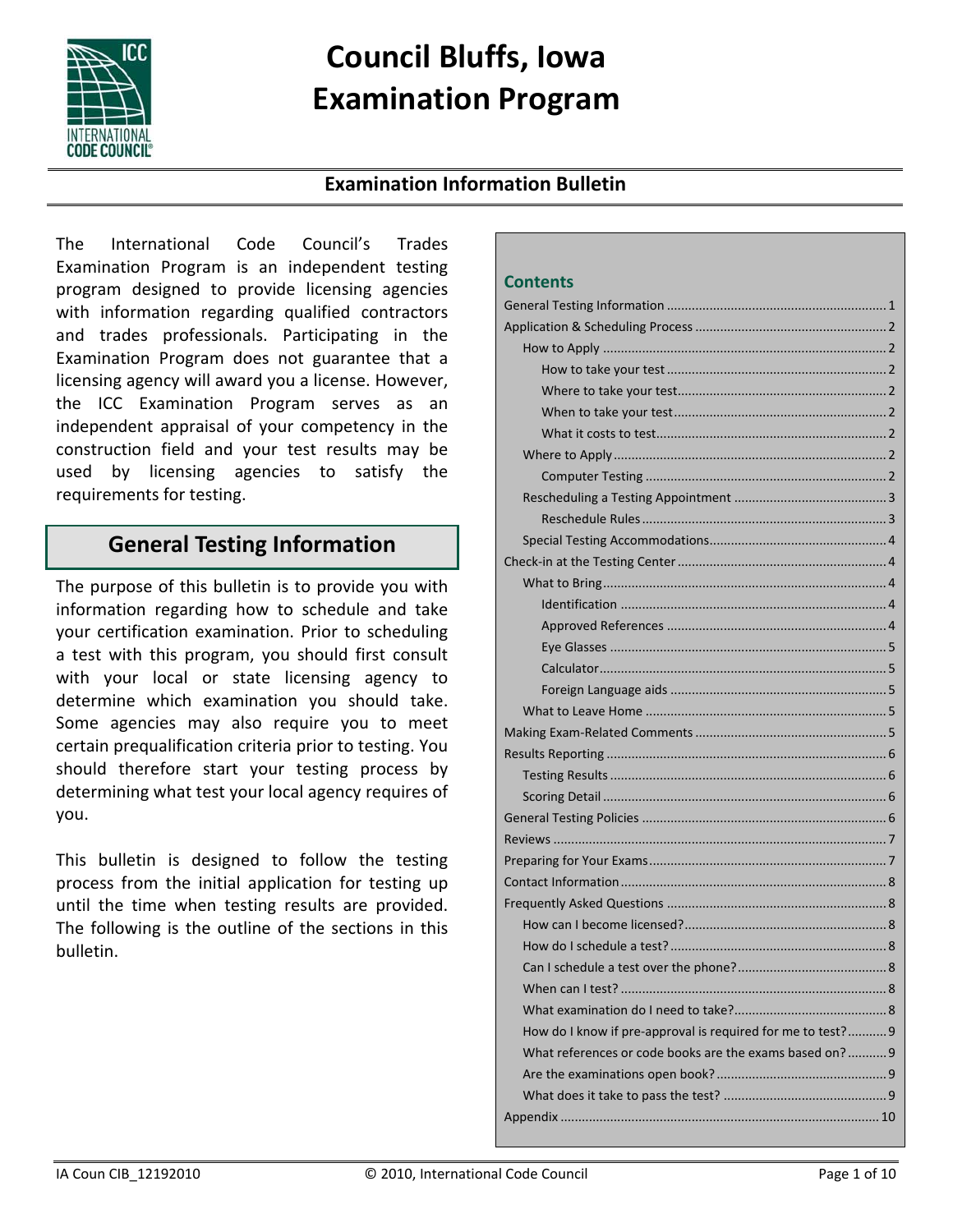# Council Bluffs, Iowa Examination Program

## Examination Information Bulletin

The International Code Council's Trades Examination Program is an independent testing program designed to provide licensing agencies with information regarding qualified contractors and trades professionals. Participating in the Examination Program does not guarantee that a licensing agency will award you a license. However, the ICC Examination Program serves as an independent appraisal of your competency in the construction field and your test results may be used by licensing agencies to satisfy the requirements for testing.

## General Testing Information

The purpose of this bulletin is to provide you with information regarding how to schedule and take your certification examination. Prior to scheduling a test with this program, you should first consult with your local or state licensing agency to determine which examination you should take. Some agencies may also require you to meet certain prequalification criteria prior to testing. You should therefore start your testing process by determining what test your local agency requires of you.

This bulletin is designed to follow the testing process from the initial application for testing up until the time when testing results are provided. The following is the outline of the sections in this bulletin.

### Contents

- General Testing Information ... 1
- Application & Scheduling Process ... 2
  - How to Apply ... 2
    - How to take your test ... 2
    - Where to take your test ... 2
    - When to take your test ... 2
    - What it costs to test ... 2
  - Where to Apply ... 2
    - Computer Testing ... 2
  - Rescheduling a Testing Appointment ... 3
    - Reschedule Rules ... 3
  - Special Testing Accommodations ... 4
- Check-in at the Testing Center ... 4
  - What to Bring ... 4
    - Identification ... 4
    - Approved References ... 4
    - Eye Glasses ... 5
    - Calculator ... 5
    - Foreign Language aids ... 5
  - What to Leave Home ... 5
- Making Exam-Related Comments ... 5
- Results Reporting ... 6
  - Testing Results ... 6
  - Scoring Detail ... 6
- General Testing Policies ... 6
- Reviews ... 7
- Preparing for Your Exams ... 7
- Contact Information ... 8
- Frequently Asked Questions ... 8
  - How can I become licensed? ... 8
  - How do I schedule a test? ... 8
  - Can I schedule a test over the phone? ... 8
  - When can I test? ... 8
  - What examination do I need to take? ... 8
  - How do I know if pre-approval is required for me to test? ... 9
  - What references or code books are the exams based on? ... 9
  - Are the examinations open book? ... 9
  - What does it take to pass the test? ... 9
- Appendix ... 10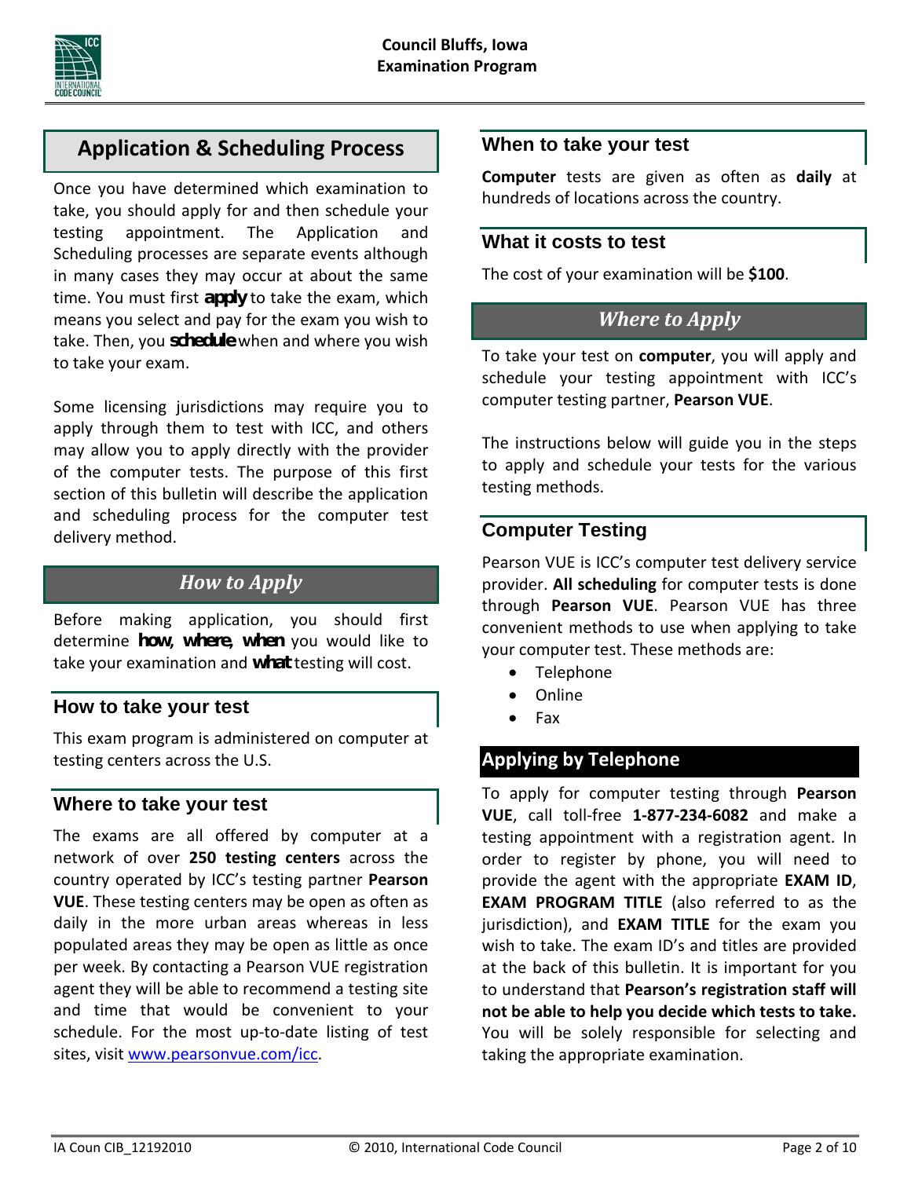## Application & Scheduling Process

Once you have determined which examination to take, you should apply for and then schedule your testing appointment. The Application and Scheduling processes are separate events although in many cases they may occur at about the same time. You must first **apply** to take the exam, which means you select and pay for the exam you wish to take. Then, you **schedule** when and where you wish to take your exam.

Some licensing jurisdictions may require you to apply through them to test with ICC, and others may allow you to apply directly with the provider of the computer tests. The purpose of this first section of this bulletin will describe the application and scheduling process for the computer test delivery method.

## *How to Apply*

Before making application, you should first determine **how**, **where**, **when** you would like to take your examination and **what** testing will cost.

### How to take your test

This exam program is administered on computer at testing centers across the U.S.

### Where to take your test

The exams are all offered by computer at a network of over **250 testing centers** across the country operated by ICC's testing partner **Pearson VUE**. These testing centers may be open as often as daily in the more urban areas whereas in less populated areas they may be open as little as once per week. By contacting a Pearson VUE registration agent they will be able to recommend a testing site and time that would be convenient to your schedule. For the most up-to-date listing of test sites, visit www.pearsonvue.com/icc.

### When to take your test

**Computer** tests are given as often as **daily** at hundreds of locations across the country.

### What it costs to test

The cost of your examination will be **$100**.

## *Where to Apply*

To take your test on **computer**, you will apply and schedule your testing appointment with ICC's computer testing partner, **Pearson VUE**.

The instructions below will guide you in the steps to apply and schedule your tests for the various testing methods.

### Computer Testing

Pearson VUE is ICC's computer test delivery service provider. **All scheduling** for computer tests is done through **Pearson VUE**. Pearson VUE has three convenient methods to use when applying to take your computer test. These methods are:

- Telephone
- Online
- Fax

### Applying by Telephone

To apply for computer testing through **Pearson VUE**, call toll-free **1-877-234-6082** and make a testing appointment with a registration agent. In order to register by phone, you will need to provide the agent with the appropriate **EXAM ID**, **EXAM PROGRAM TITLE** (also referred to as the jurisdiction), and **EXAM TITLE** for the exam you wish to take. The exam ID's and titles are provided at the back of this bulletin. It is important for you to understand that **Pearson's registration staff will not be able to help you decide which tests to take.** You will be solely responsible for selecting and taking the appropriate examination.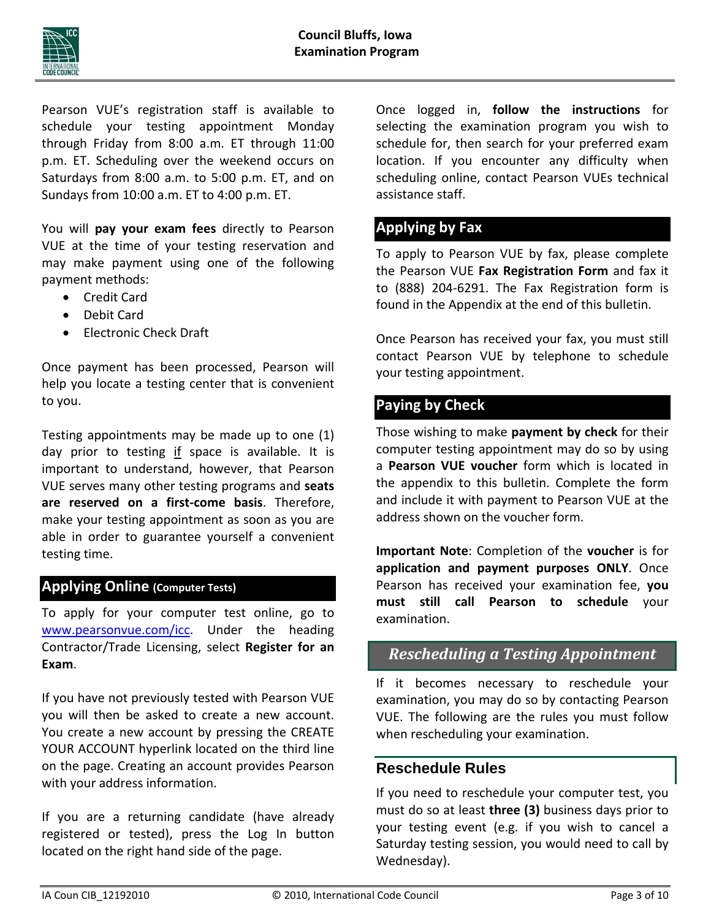Pearson VUE's registration staff is available to schedule your testing appointment Monday through Friday from 8:00 a.m. ET through 11:00 p.m. ET. Scheduling over the weekend occurs on Saturdays from 8:00 a.m. to 5:00 p.m. ET, and on Sundays from 10:00 a.m. ET to 4:00 p.m. ET.

You will **pay your exam fees** directly to Pearson VUE at the time of your testing reservation and may make payment using one of the following payment methods:

- Credit Card
- Debit Card
- Electronic Check Draft

Once payment has been processed, Pearson will help you locate a testing center that is convenient to you.

Testing appointments may be made up to one (1) day prior to testing <u>if</u> space is available. It is important to understand, however, that Pearson VUE serves many other testing programs and **seats are reserved on a first-come basis**. Therefore, make your testing appointment as soon as you are able in order to guarantee yourself a convenient testing time.

## Applying Online (Computer Tests)

To apply for your computer test online, go to www.pearsonvue.com/icc. Under the heading Contractor/Trade Licensing, select **Register for an Exam**.

If you have not previously tested with Pearson VUE you will then be asked to create a new account. You create a new account by pressing the CREATE YOUR ACCOUNT hyperlink located on the third line on the page. Creating an account provides Pearson with your address information.

If you are a returning candidate (have already registered or tested), press the Log In button located on the right hand side of the page.

Once logged in, **follow the instructions** for selecting the examination program you wish to schedule for, then search for your preferred exam location. If you encounter any difficulty when scheduling online, contact Pearson VUEs technical assistance staff.

## Applying by Fax

To apply to Pearson VUE by fax, please complete the Pearson VUE **Fax Registration Form** and fax it to (888) 204-6291. The Fax Registration form is found in the Appendix at the end of this bulletin.

Once Pearson has received your fax, you must still contact Pearson VUE by telephone to schedule your testing appointment.

## Paying by Check

Those wishing to make **payment by check** for their computer testing appointment may do so by using a **Pearson VUE voucher** form which is located in the appendix to this bulletin. Complete the form and include it with payment to Pearson VUE at the address shown on the voucher form.

**Important Note**: Completion of the **voucher** is for **application and payment purposes ONLY**. Once Pearson has received your examination fee, **you must still call Pearson to schedule** your examination.

## *Rescheduling a Testing Appointment*

If it becomes necessary to reschedule your examination, you may do so by contacting Pearson VUE. The following are the rules you must follow when rescheduling your examination.

### Reschedule Rules

If you need to reschedule your computer test, you must do so at least **three (3)** business days prior to your testing event (e.g. if you wish to cancel a Saturday testing session, you would need to call by Wednesday).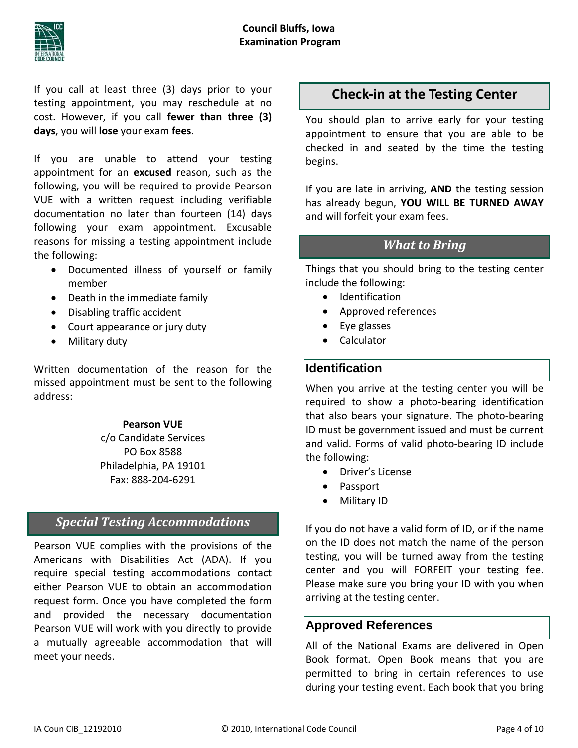If you call at least three (3) days prior to your testing appointment, you may reschedule at no cost. However, if you call **fewer than three (3) days**, you will **lose** your exam **fees**.

If you are unable to attend your testing appointment for an **excused** reason, such as the following, you will be required to provide Pearson VUE with a written request including verifiable documentation no later than fourteen (14) days following your exam appointment. Excusable reasons for missing a testing appointment include the following:

- Documented illness of yourself or family member
- Death in the immediate family
- Disabling traffic accident
- Court appearance or jury duty
- Military duty

Written documentation of the reason for the missed appointment must be sent to the following address:

**Pearson VUE**
c/o Candidate Services
PO Box 8588
Philadelphia, PA 19101
Fax: 888-204-6291

## *Special Testing Accommodations*

Pearson VUE complies with the provisions of the Americans with Disabilities Act (ADA). If you require special testing accommodations contact either Pearson VUE to obtain an accommodation request form. Once you have completed the form and provided the necessary documentation Pearson VUE will work with you directly to provide a mutually agreeable accommodation that will meet your needs.

## Check-in at the Testing Center

You should plan to arrive early for your testing appointment to ensure that you are able to be checked in and seated by the time the testing begins.

If you are late in arriving, **AND** the testing session has already begun, **YOU WILL BE TURNED AWAY** and will forfeit your exam fees.

## *What to Bring*

Things that you should bring to the testing center include the following:

- Identification
- Approved references
- Eye glasses
- Calculator

### Identification

When you arrive at the testing center you will be required to show a photo-bearing identification that also bears your signature. The photo-bearing ID must be government issued and must be current and valid. Forms of valid photo-bearing ID include the following:

- Driver's License
- Passport
- Military ID

If you do not have a valid form of ID, or if the name on the ID does not match the name of the person testing, you will be turned away from the testing center and you will FORFEIT your testing fee. Please make sure you bring your ID with you when arriving at the testing center.

### Approved References

All of the National Exams are delivered in Open Book format. Open Book means that you are permitted to bring in certain references to use during your testing event. Each book that you bring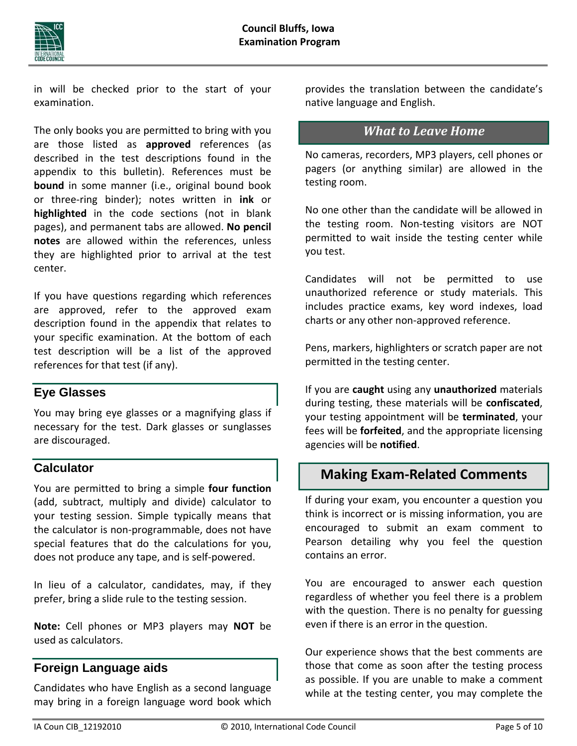in will be checked prior to the start of your examination.

The only books you are permitted to bring with you are those listed as **approved** references (as described in the test descriptions found in the appendix to this bulletin). References must be **bound** in some manner (i.e., original bound book or three-ring binder); notes written in **ink** or **highlighted** in the code sections (not in blank pages), and permanent tabs are allowed. **No pencil notes** are allowed within the references, unless they are highlighted prior to arrival at the test center.

If you have questions regarding which references are approved, refer to the approved exam description found in the appendix that relates to your specific examination. At the bottom of each test description will be a list of the approved references for that test (if any).

## Eye Glasses

You may bring eye glasses or a magnifying glass if necessary for the test. Dark glasses or sunglasses are discouraged.

## Calculator

You are permitted to bring a simple **four function** (add, subtract, multiply and divide) calculator to your testing session. Simple typically means that the calculator is non-programmable, does not have special features that do the calculations for you, does not produce any tape, and is self-powered.

In lieu of a calculator, candidates, may, if they prefer, bring a slide rule to the testing session.

**Note:** Cell phones or MP3 players may **NOT** be used as calculators.

## Foreign Language aids

Candidates who have English as a second language may bring in a foreign language word book which provides the translation between the candidate's native language and English.

## *What to Leave Home*

No cameras, recorders, MP3 players, cell phones or pagers (or anything similar) are allowed in the testing room.

No one other than the candidate will be allowed in the testing room. Non-testing visitors are NOT permitted to wait inside the testing center while you test.

Candidates will not be permitted to use unauthorized reference or study materials. This includes practice exams, key word indexes, load charts or any other non-approved reference.

Pens, markers, highlighters or scratch paper are not permitted in the testing center.

If you are **caught** using any **unauthorized** materials during testing, these materials will be **confiscated**, your testing appointment will be **terminated**, your fees will be **forfeited**, and the appropriate licensing agencies will be **notified**.

## Making Exam-Related Comments

If during your exam, you encounter a question you think is incorrect or is missing information, you are encouraged to submit an exam comment to Pearson detailing why you feel the question contains an error.

You are encouraged to answer each question regardless of whether you feel there is a problem with the question. There is no penalty for guessing even if there is an error in the question.

Our experience shows that the best comments are those that come as soon after the testing process as possible. If you are unable to make a comment while at the testing center, you may complete the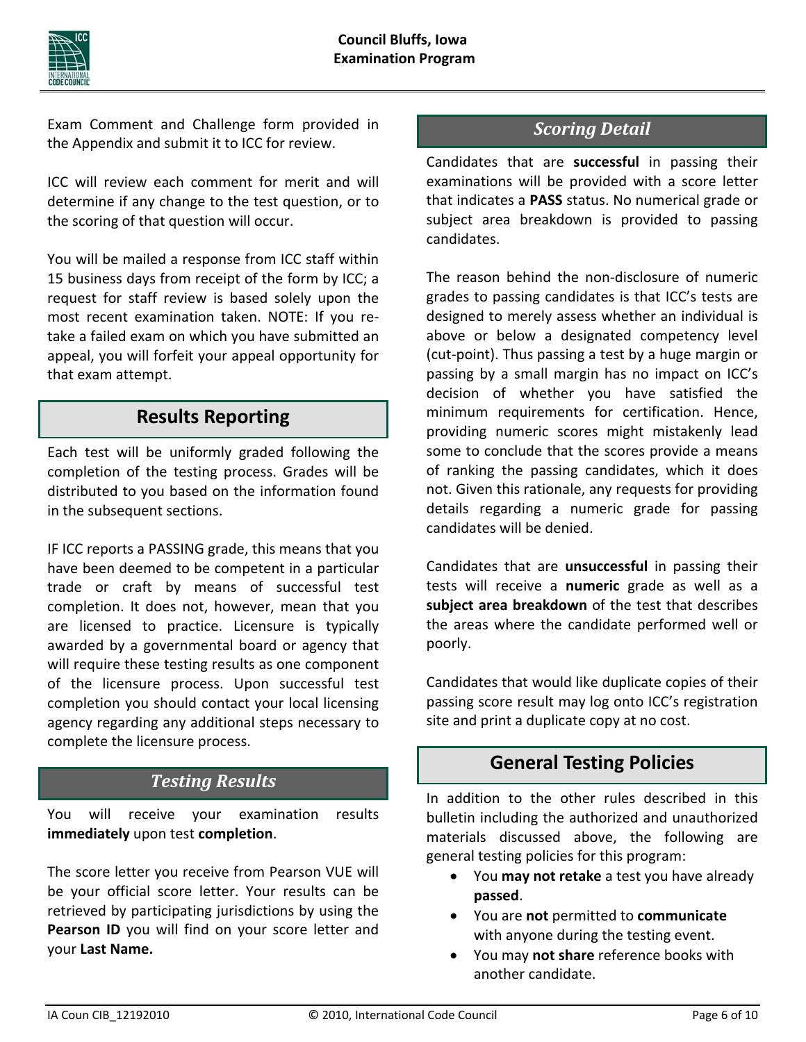Exam Comment and Challenge form provided in the Appendix and submit it to ICC for review.

ICC will review each comment for merit and will determine if any change to the test question, or to the scoring of that question will occur.

You will be mailed a response from ICC staff within 15 business days from receipt of the form by ICC; a request for staff review is based solely upon the most recent examination taken. NOTE: If you re-take a failed exam on which you have submitted an appeal, you will forfeit your appeal opportunity for that exam attempt.

## Results Reporting

Each test will be uniformly graded following the completion of the testing process. Grades will be distributed to you based on the information found in the subsequent sections.

IF ICC reports a PASSING grade, this means that you have been deemed to be competent in a particular trade or craft by means of successful test completion. It does not, however, mean that you are licensed to practice. Licensure is typically awarded by a governmental board or agency that will require these testing results as one component of the licensure process. Upon successful test completion you should contact your local licensing agency regarding any additional steps necessary to complete the licensure process.

### *Testing Results*

You will receive your examination results **immediately** upon test **completion**.

The score letter you receive from Pearson VUE will be your official score letter. Your results can be retrieved by participating jurisdictions by using the **Pearson ID** you will find on your score letter and your **Last Name.**

### *Scoring Detail*

Candidates that are **successful** in passing their examinations will be provided with a score letter that indicates a **PASS** status. No numerical grade or subject area breakdown is provided to passing candidates.

The reason behind the non-disclosure of numeric grades to passing candidates is that ICC's tests are designed to merely assess whether an individual is above or below a designated competency level (cut-point). Thus passing a test by a huge margin or passing by a small margin has no impact on ICC's decision of whether you have satisfied the minimum requirements for certification. Hence, providing numeric scores might mistakenly lead some to conclude that the scores provide a means of ranking the passing candidates, which it does not. Given this rationale, any requests for providing details regarding a numeric grade for passing candidates will be denied.

Candidates that are **unsuccessful** in passing their tests will receive a **numeric** grade as well as a **subject area breakdown** of the test that describes the areas where the candidate performed well or poorly.

Candidates that would like duplicate copies of their passing score result may log onto ICC's registration site and print a duplicate copy at no cost.

## General Testing Policies

In addition to the other rules described in this bulletin including the authorized and unauthorized materials discussed above, the following are general testing policies for this program:

- You **may not retake** a test you have already **passed**.
- You are **not** permitted to **communicate** with anyone during the testing event.
- You may **not share** reference books with another candidate.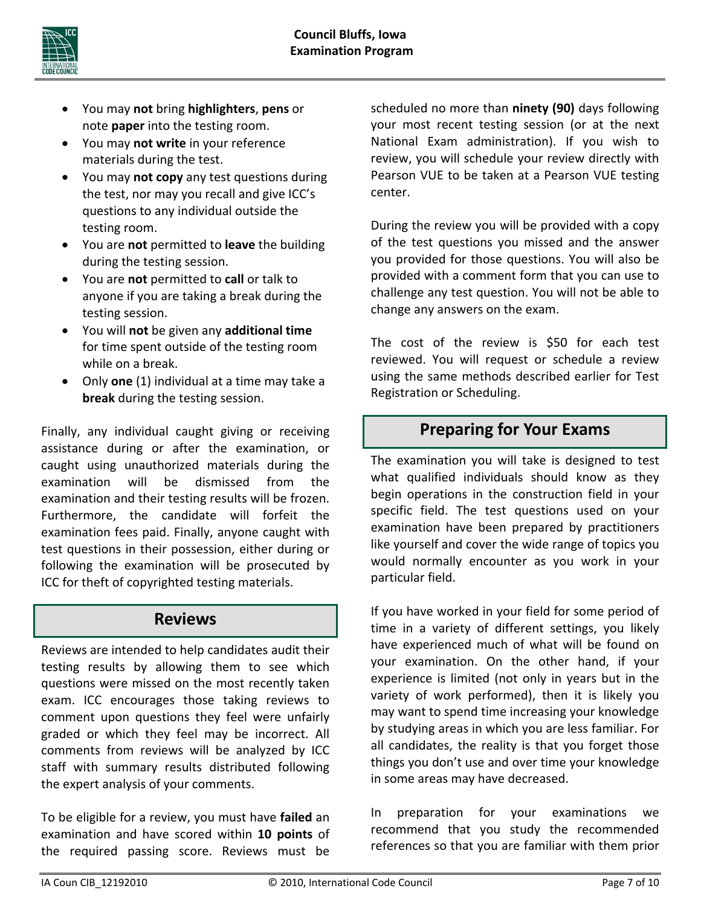- You may **not** bring **highlighters**, **pens** or note **paper** into the testing room.
- You may **not write** in your reference materials during the test.
- You may **not copy** any test questions during the test, nor may you recall and give ICC's questions to any individual outside the testing room.
- You are **not** permitted to **leave** the building during the testing session.
- You are **not** permitted to **call** or talk to anyone if you are taking a break during the testing session.
- You will **not** be given any **additional time** for time spent outside of the testing room while on a break.
- Only **one** (1) individual at a time may take a **break** during the testing session.

Finally, any individual caught giving or receiving assistance during or after the examination, or caught using unauthorized materials during the examination will be dismissed from the examination and their testing results will be frozen. Furthermore, the candidate will forfeit the examination fees paid. Finally, anyone caught with test questions in their possession, either during or following the examination will be prosecuted by ICC for theft of copyrighted testing materials.

## Reviews

Reviews are intended to help candidates audit their testing results by allowing them to see which questions were missed on the most recently taken exam. ICC encourages those taking reviews to comment upon questions they feel were unfairly graded or which they feel may be incorrect. All comments from reviews will be analyzed by ICC staff with summary results distributed following the expert analysis of your comments.

To be eligible for a review, you must have **failed** an examination and have scored within **10 points** of the required passing score. Reviews must be scheduled no more than **ninety (90)** days following your most recent testing session (or at the next National Exam administration). If you wish to review, you will schedule your review directly with Pearson VUE to be taken at a Pearson VUE testing center.

During the review you will be provided with a copy of the test questions you missed and the answer you provided for those questions. You will also be provided with a comment form that you can use to challenge any test question. You will not be able to change any answers on the exam.

The cost of the review is $50 for each test reviewed. You will request or schedule a review using the same methods described earlier for Test Registration or Scheduling.

## Preparing for Your Exams

The examination you will take is designed to test what qualified individuals should know as they begin operations in the construction field in your specific field. The test questions used on your examination have been prepared by practitioners like yourself and cover the wide range of topics you would normally encounter as you work in your particular field.

If you have worked in your field for some period of time in a variety of different settings, you likely have experienced much of what will be found on your examination. On the other hand, if your experience is limited (not only in years but in the variety of work performed), then it is likely you may want to spend time increasing your knowledge by studying areas in which you are less familiar. For all candidates, the reality is that you forget those things you don't use and over time your knowledge in some areas may have decreased.

In preparation for your examinations we recommend that you study the recommended references so that you are familiar with them prior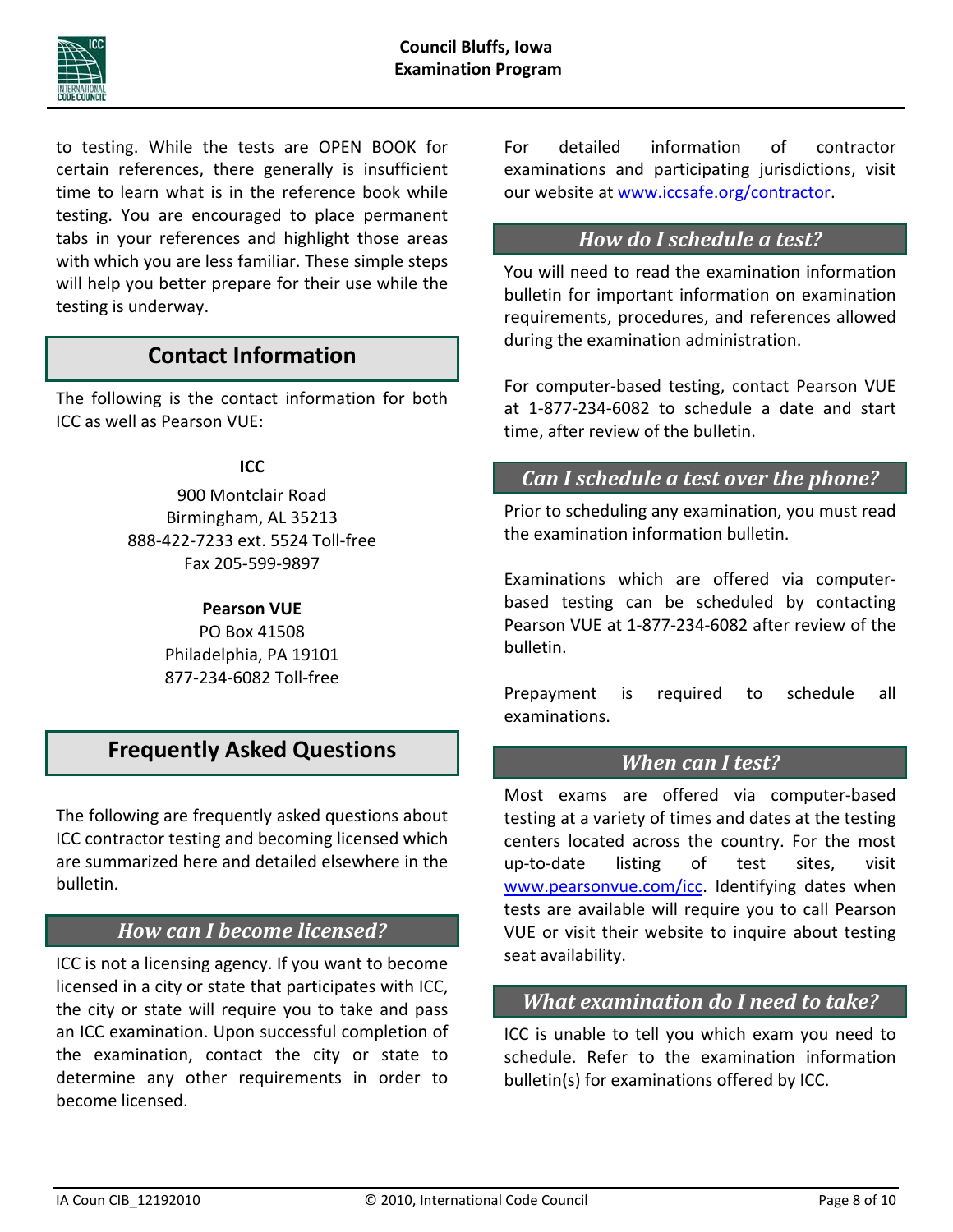to testing. While the tests are OPEN BOOK for certain references, there generally is insufficient time to learn what is in the reference book while testing. You are encouraged to place permanent tabs in your references and highlight those areas with which you are less familiar. These simple steps will help you better prepare for their use while the testing is underway.

## Contact Information

The following is the contact information for both ICC as well as Pearson VUE:

**ICC**

900 Montclair Road
Birmingham, AL 35213
888-422-7233 ext. 5524 Toll-free
Fax 205-599-9897

**Pearson VUE**

PO Box 41508
Philadelphia, PA 19101
877-234-6082 Toll-free

## Frequently Asked Questions

The following are frequently asked questions about ICC contractor testing and becoming licensed which are summarized here and detailed elsewhere in the bulletin.

### *How can I become licensed?*

ICC is not a licensing agency. If you want to become licensed in a city or state that participates with ICC, the city or state will require you to take and pass an ICC examination. Upon successful completion of the examination, contact the city or state to determine any other requirements in order to become licensed.

For detailed information of contractor examinations and participating jurisdictions, visit our website at www.iccsafe.org/contractor.

### *How do I schedule a test?*

You will need to read the examination information bulletin for important information on examination requirements, procedures, and references allowed during the examination administration.

For computer-based testing, contact Pearson VUE at 1-877-234-6082 to schedule a date and start time, after review of the bulletin.

### *Can I schedule a test over the phone?*

Prior to scheduling any examination, you must read the examination information bulletin.

Examinations which are offered via computer-based testing can be scheduled by contacting Pearson VUE at 1-877-234-6082 after review of the bulletin.

Prepayment is required to schedule all examinations.

### *When can I test?*

Most exams are offered via computer-based testing at a variety of times and dates at the testing centers located across the country. For the most up-to-date listing of test sites, visit www.pearsonvue.com/icc. Identifying dates when tests are available will require you to call Pearson VUE or visit their website to inquire about testing seat availability.

### *What examination do I need to take?*

ICC is unable to tell you which exam you need to schedule. Refer to the examination information bulletin(s) for examinations offered by ICC.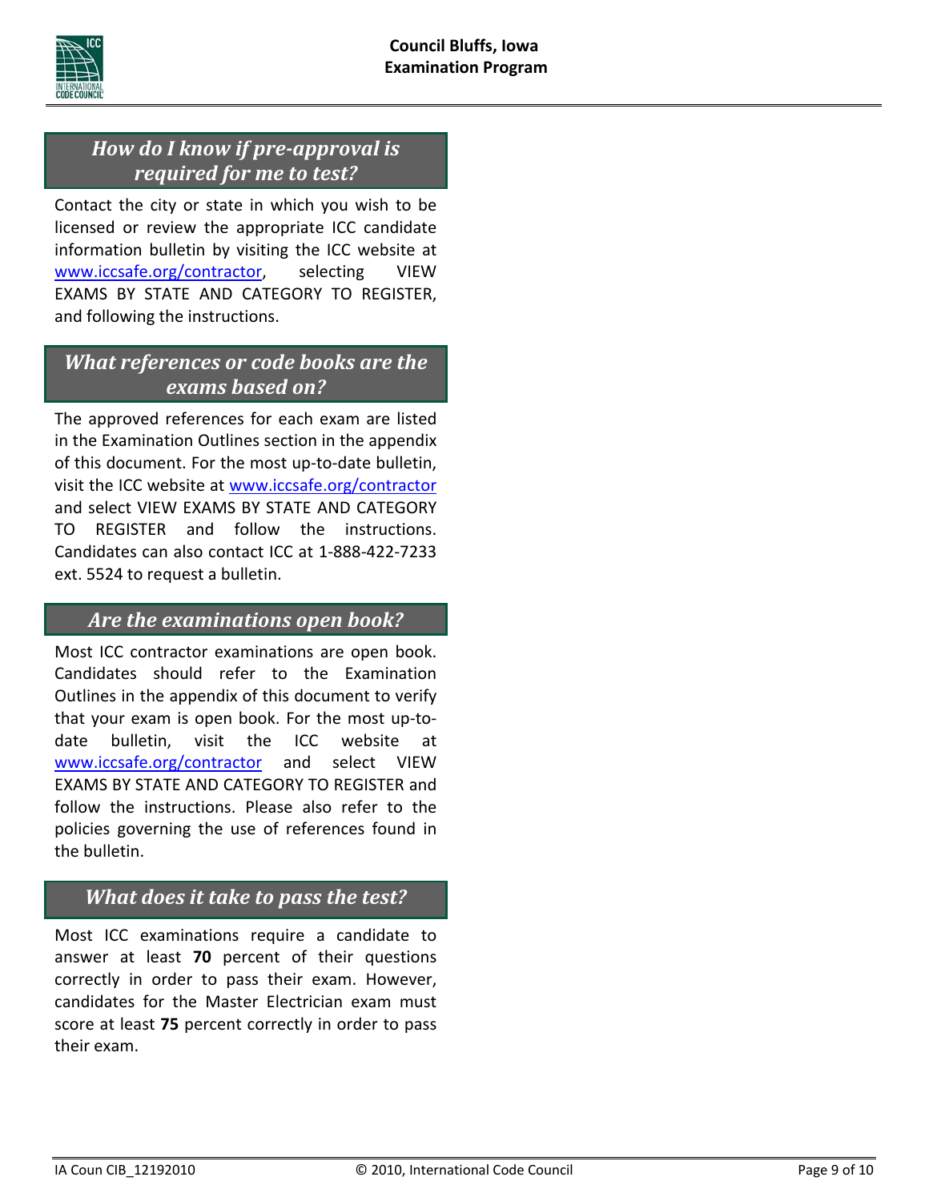## *How do I know if pre-approval is required for me to test?*

Contact the city or state in which you wish to be licensed or review the appropriate ICC candidate information bulletin by visiting the ICC website at www.iccsafe.org/contractor, selecting VIEW EXAMS BY STATE AND CATEGORY TO REGISTER, and following the instructions.

## *What references or code books are the exams based on?*

The approved references for each exam are listed in the Examination Outlines section in the appendix of this document. For the most up-to-date bulletin, visit the ICC website at www.iccsafe.org/contractor and select VIEW EXAMS BY STATE AND CATEGORY TO REGISTER and follow the instructions. Candidates can also contact ICC at 1-888-422-7233 ext. 5524 to request a bulletin.

## *Are the examinations open book?*

Most ICC contractor examinations are open book. Candidates should refer to the Examination Outlines in the appendix of this document to verify that your exam is open book. For the most up-to-date bulletin, visit the ICC website at www.iccsafe.org/contractor and select VIEW EXAMS BY STATE AND CATEGORY TO REGISTER and follow the instructions. Please also refer to the policies governing the use of references found in the bulletin.

## *What does it take to pass the test?*

Most ICC examinations require a candidate to answer at least **70** percent of their questions correctly in order to pass their exam. However, candidates for the Master Electrician exam must score at least **75** percent correctly in order to pass their exam.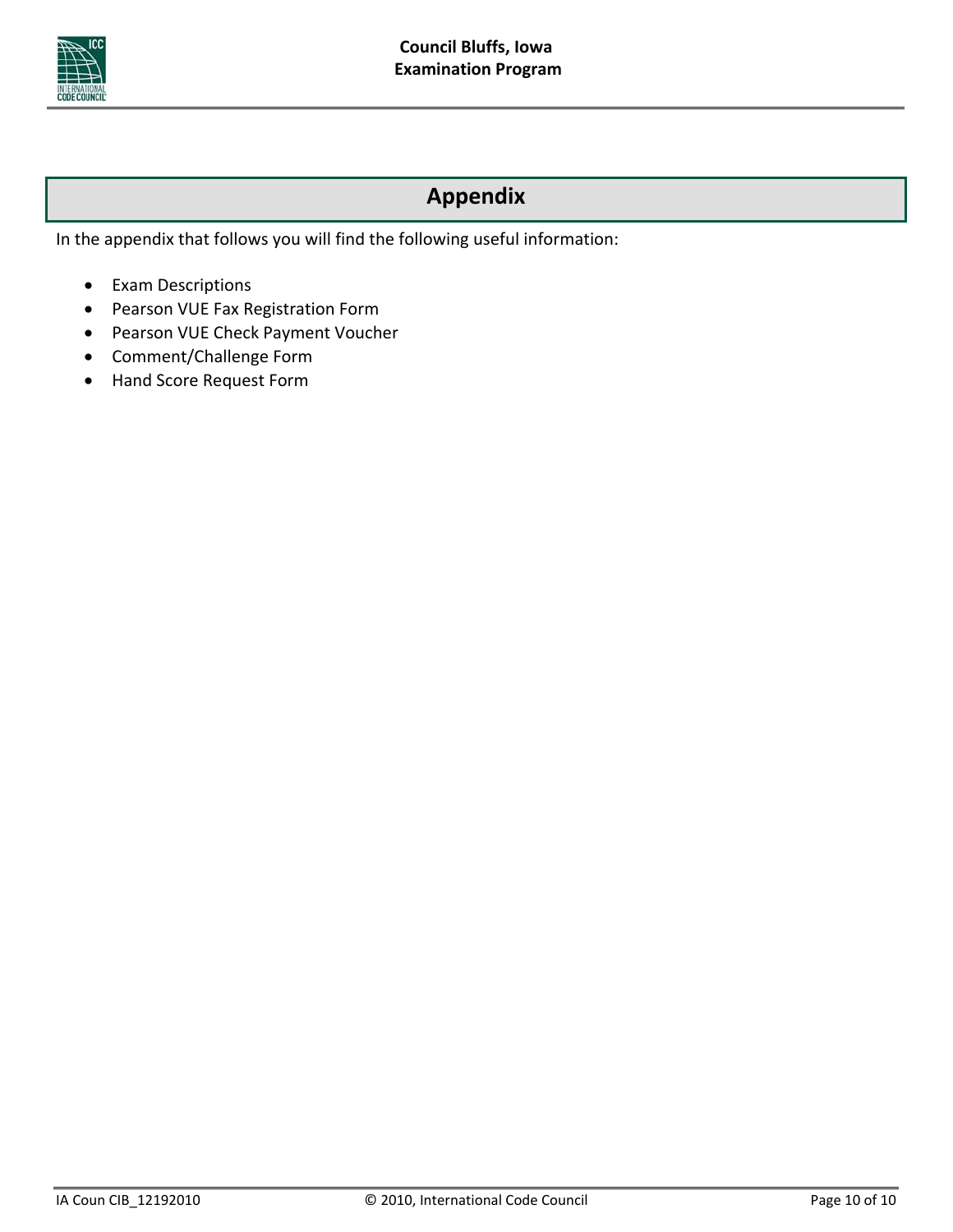# Appendix

In the appendix that follows you will find the following useful information:

- Exam Descriptions
- Pearson VUE Fax Registration Form
- Pearson VUE Check Payment Voucher
- Comment/Challenge Form
- Hand Score Request Form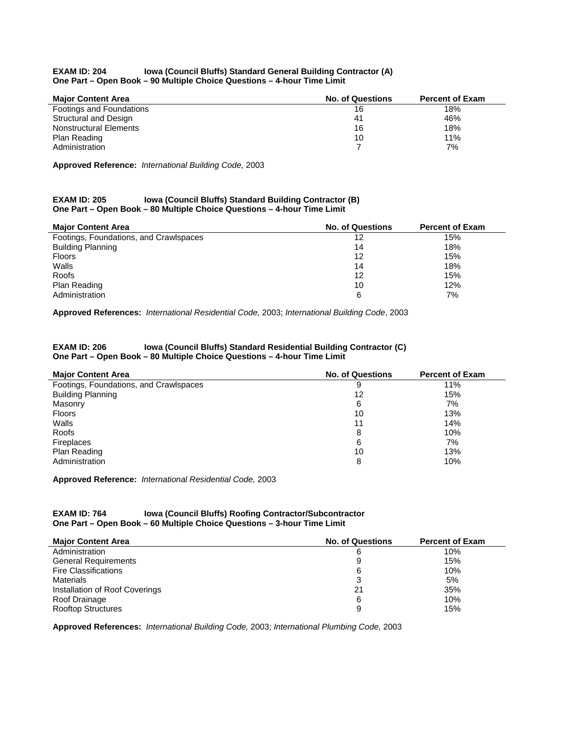**EXAM ID: 204 Iowa (Council Bluffs) Standard General Building Contractor (A)**
**One Part – Open Book – 90 Multiple Choice Questions – 4-hour Time Limit**

| Major Content Area | No. of Questions | Percent of Exam |
|---|---|---|
| Footings and Foundations | 16 | 18% |
| Structural and Design | 41 | 46% |
| Nonstructural Elements | 16 | 18% |
| Plan Reading | 10 | 11% |
| Administration | 7 | 7% |

**Approved Reference:** *International Building Code,* 2003

**EXAM ID: 205 Iowa (Council Bluffs) Standard Building Contractor (B)**
**One Part – Open Book – 80 Multiple Choice Questions – 4-hour Time Limit**

| Major Content Area | No. of Questions | Percent of Exam |
|---|---|---|
| Footings, Foundations, and Crawlspaces | 12 | 15% |
| Building Planning | 14 | 18% |
| Floors | 12 | 15% |
| Walls | 14 | 18% |
| Roofs | 12 | 15% |
| Plan Reading | 10 | 12% |
| Administration | 6 | 7% |

**Approved References:** *International Residential Code,* 2003; *International Building Code*, 2003

**EXAM ID: 206 Iowa (Council Bluffs) Standard Residential Building Contractor (C)**
**One Part – Open Book – 80 Multiple Choice Questions – 4-hour Time Limit**

| Major Content Area | No. of Questions | Percent of Exam |
|---|---|---|
| Footings, Foundations, and Crawlspaces | 9 | 11% |
| Building Planning | 12 | 15% |
| Masonry | 6 | 7% |
| Floors | 10 | 13% |
| Walls | 11 | 14% |
| Roofs | 8 | 10% |
| Fireplaces | 6 | 7% |
| Plan Reading | 10 | 13% |
| Administration | 8 | 10% |

**Approved Reference:** *International Residential Code,* 2003

**EXAM ID: 764 Iowa (Council Bluffs) Roofing Contractor/Subcontractor**
**One Part – Open Book – 60 Multiple Choice Questions – 3-hour Time Limit**

| Major Content Area | No. of Questions | Percent of Exam |
|---|---|---|
| Administration | 6 | 10% |
| General Requirements | 9 | 15% |
| Fire Classifications | 6 | 10% |
| Materials | 3 | 5% |
| Installation of Roof Coverings | 21 | 35% |
| Roof Drainage | 6 | 10% |
| Rooftop Structures | 9 | 15% |

**Approved References:** *International Building Code,* 2003; *International Plumbing Code,* 2003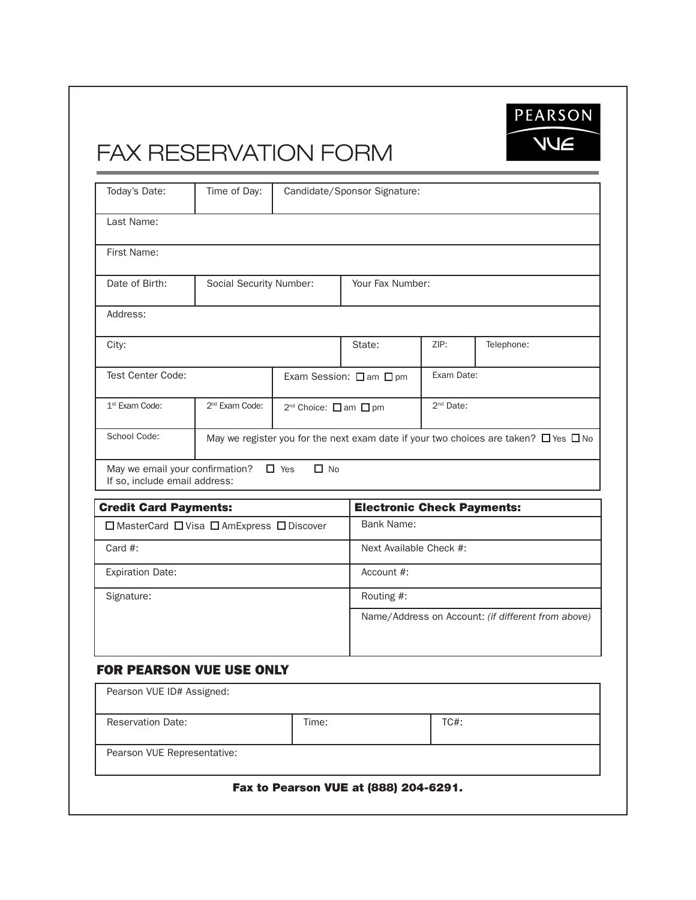PEARSON VUE

# FAX RESERVATION FORM

| Today's Date: | Time of Day: | Candidate/Sponsor Signature: | | |
|---|---|---|---|---|
| Last Name: | | | | |
| First Name: | | | | |
| Date of Birth: | Social Security Number: | Your Fax Number: | | |
| Address: | | | | |
| City: | | State: | ZIP: | Telephone: |
| Test Center Code: | | Exam Session: ☐ am ☐ pm | Exam Date: | |
| 1st Exam Code: | 2nd Exam Code: | 2nd Choice: ☐ am ☐ pm | 2nd Date: | |
| School Code: | May we register you for the next exam date if your two choices are taken? ☐ Yes ☐ No | | | |
| May we email your confirmation? ☐ Yes ☐ No<br>If so, include email address: | | | | |

| **Credit Card Payments:** | **Electronic Check Payments:** |
|---|---|
| ☐ MasterCard ☐ Visa ☐ AmExpress ☐ Discover | Bank Name: |
| Card #: | Next Available Check #: |
| Expiration Date: | Account #: |
| Signature: | Routing #: |
| | Name/Address on Account: *(if different from above)* |

## FOR PEARSON VUE USE ONLY

| Pearson VUE ID# Assigned: | | |
|---|---|---|
| Reservation Date: | Time: | TC#: |
| Pearson VUE Representative: | | |

**Fax to Pearson VUE at (888) 204-6291.**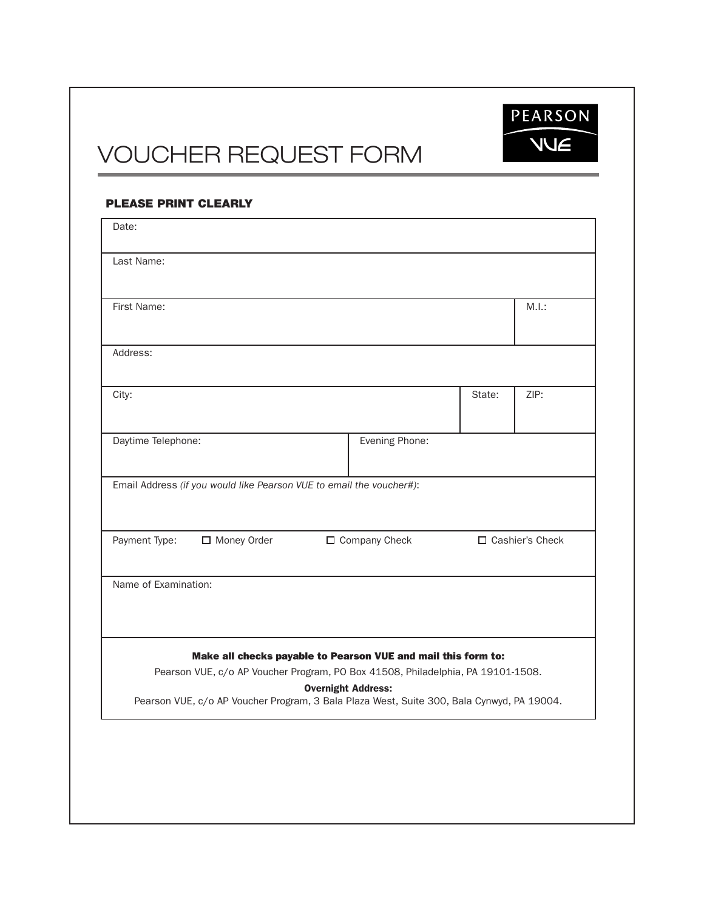PEARSON VUE

# VOUCHER REQUEST FORM

**PLEASE PRINT CLEARLY**

| | | |
|---|---|---|
| Date: | | |
| Last Name: | | |
| First Name: | | M.I.: |
| Address: | | |
| City: | State: | ZIP: |
| Daytime Telephone: | Evening Phone: | |
| Email Address *(if you would like Pearson VUE to email the voucher#)*: | | |
| Payment Type: ☐ Money Order | ☐ Company Check | ☐ Cashier's Check |
| Name of Examination: | | |

**Make all checks payable to Pearson VUE and mail this form to:**

Pearson VUE, c/o AP Voucher Program, PO Box 41508, Philadelphia, PA 19101-1508.

**Overnight Address:**

Pearson VUE, c/o AP Voucher Program, 3 Bala Plaza West, Suite 300, Bala Cynwyd, PA 19004.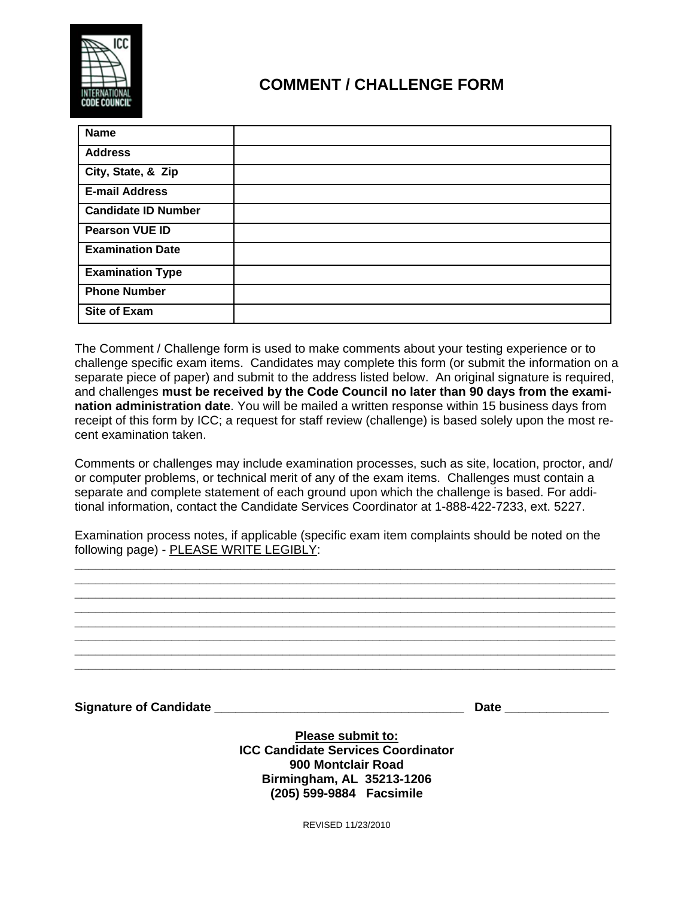# COMMENT / CHALLENGE FORM

| Name | |
|---|---|
| Address | |
| City, State, & Zip | |
| E-mail Address | |
| Candidate ID Number | |
| Pearson VUE ID | |
| Examination Date | |
| Examination Type | |
| Phone Number | |
| Site of Exam | |

The Comment / Challenge form is used to make comments about your testing experience or to challenge specific exam items. Candidates may complete this form (or submit the information on a separate piece of paper) and submit to the address listed below. An original signature is required, and challenges **must be received by the Code Council no later than 90 days from the examination administration date**. You will be mailed a written response within 15 business days from receipt of this form by ICC; a request for staff review (challenge) is based solely upon the most recent examination taken.

Comments or challenges may include examination processes, such as site, location, proctor, and/or computer problems, or technical merit of any of the exam items. Challenges must contain a separate and complete statement of each ground upon which the challenge is based. For additional information, contact the Candidate Services Coordinator at 1-888-422-7233, ext. 5227.

Examination process notes, if applicable (specific exam item complaints should be noted on the following page) - PLEASE WRITE LEGIBLY:

______________________________________________________________________________
______________________________________________________________________________
______________________________________________________________________________
______________________________________________________________________________
______________________________________________________________________________
______________________________________________________________________________
______________________________________________________________________________
______________________________________________________________________________

**Signature of Candidate** ____________________________________ **Date** ______________

**Please submit to:**
**ICC Candidate Services Coordinator**
**900 Montclair Road**
**Birmingham, AL 35213-1206**
**(205) 599-9884 Facsimile**

REVISED 11/23/2010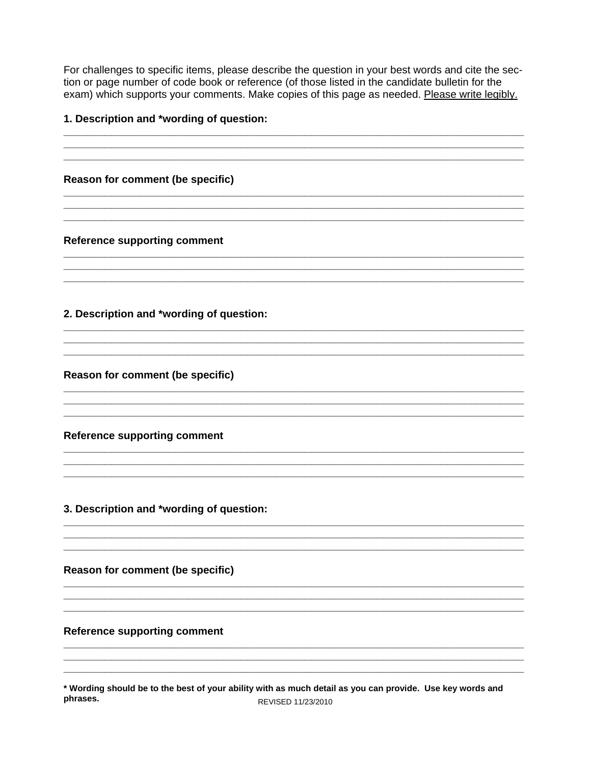For challenges to specific items, please describe the question in your best words and cite the section or page number of code book or reference (of those listed in the candidate bulletin for the exam) which supports your comments. Make copies of this page as needed. <u>Please write legibly.</u>

**1. Description and *wording of question:**

\_\_\_\_\_\_\_\_\_\_\_\_\_\_\_\_\_\_\_\_\_\_\_\_\_\_\_\_\_\_\_\_\_\_\_\_\_\_\_\_\_\_\_\_\_\_\_\_\_\_\_\_\_\_\_\_\_\_\_\_\_\_\_\_\_\_\_\_\_\_\_\_\_\_\_\_

\_\_\_\_\_\_\_\_\_\_\_\_\_\_\_\_\_\_\_\_\_\_\_\_\_\_\_\_\_\_\_\_\_\_\_\_\_\_\_\_\_\_\_\_\_\_\_\_\_\_\_\_\_\_\_\_\_\_\_\_\_\_\_\_\_\_\_\_\_\_\_\_\_\_\_\_

\_\_\_\_\_\_\_\_\_\_\_\_\_\_\_\_\_\_\_\_\_\_\_\_\_\_\_\_\_\_\_\_\_\_\_\_\_\_\_\_\_\_\_\_\_\_\_\_\_\_\_\_\_\_\_\_\_\_\_\_\_\_\_\_\_\_\_\_\_\_\_\_\_\_\_\_

**Reason for comment (be specific)**

\_\_\_\_\_\_\_\_\_\_\_\_\_\_\_\_\_\_\_\_\_\_\_\_\_\_\_\_\_\_\_\_\_\_\_\_\_\_\_\_\_\_\_\_\_\_\_\_\_\_\_\_\_\_\_\_\_\_\_\_\_\_\_\_\_\_\_\_\_\_\_\_\_\_\_\_

\_\_\_\_\_\_\_\_\_\_\_\_\_\_\_\_\_\_\_\_\_\_\_\_\_\_\_\_\_\_\_\_\_\_\_\_\_\_\_\_\_\_\_\_\_\_\_\_\_\_\_\_\_\_\_\_\_\_\_\_\_\_\_\_\_\_\_\_\_\_\_\_\_\_\_\_

\_\_\_\_\_\_\_\_\_\_\_\_\_\_\_\_\_\_\_\_\_\_\_\_\_\_\_\_\_\_\_\_\_\_\_\_\_\_\_\_\_\_\_\_\_\_\_\_\_\_\_\_\_\_\_\_\_\_\_\_\_\_\_\_\_\_\_\_\_\_\_\_\_\_\_\_

**Reference supporting comment**

\_\_\_\_\_\_\_\_\_\_\_\_\_\_\_\_\_\_\_\_\_\_\_\_\_\_\_\_\_\_\_\_\_\_\_\_\_\_\_\_\_\_\_\_\_\_\_\_\_\_\_\_\_\_\_\_\_\_\_\_\_\_\_\_\_\_\_\_\_\_\_\_\_\_\_\_

\_\_\_\_\_\_\_\_\_\_\_\_\_\_\_\_\_\_\_\_\_\_\_\_\_\_\_\_\_\_\_\_\_\_\_\_\_\_\_\_\_\_\_\_\_\_\_\_\_\_\_\_\_\_\_\_\_\_\_\_\_\_\_\_\_\_\_\_\_\_\_\_\_\_\_\_

\_\_\_\_\_\_\_\_\_\_\_\_\_\_\_\_\_\_\_\_\_\_\_\_\_\_\_\_\_\_\_\_\_\_\_\_\_\_\_\_\_\_\_\_\_\_\_\_\_\_\_\_\_\_\_\_\_\_\_\_\_\_\_\_\_\_\_\_\_\_\_\_\_\_\_\_

**2. Description and *wording of question:**

\_\_\_\_\_\_\_\_\_\_\_\_\_\_\_\_\_\_\_\_\_\_\_\_\_\_\_\_\_\_\_\_\_\_\_\_\_\_\_\_\_\_\_\_\_\_\_\_\_\_\_\_\_\_\_\_\_\_\_\_\_\_\_\_\_\_\_\_\_\_\_\_\_\_\_\_

\_\_\_\_\_\_\_\_\_\_\_\_\_\_\_\_\_\_\_\_\_\_\_\_\_\_\_\_\_\_\_\_\_\_\_\_\_\_\_\_\_\_\_\_\_\_\_\_\_\_\_\_\_\_\_\_\_\_\_\_\_\_\_\_\_\_\_\_\_\_\_\_\_\_\_\_

\_\_\_\_\_\_\_\_\_\_\_\_\_\_\_\_\_\_\_\_\_\_\_\_\_\_\_\_\_\_\_\_\_\_\_\_\_\_\_\_\_\_\_\_\_\_\_\_\_\_\_\_\_\_\_\_\_\_\_\_\_\_\_\_\_\_\_\_\_\_\_\_\_\_\_\_

**Reason for comment (be specific)**

\_\_\_\_\_\_\_\_\_\_\_\_\_\_\_\_\_\_\_\_\_\_\_\_\_\_\_\_\_\_\_\_\_\_\_\_\_\_\_\_\_\_\_\_\_\_\_\_\_\_\_\_\_\_\_\_\_\_\_\_\_\_\_\_\_\_\_\_\_\_\_\_\_\_\_\_

\_\_\_\_\_\_\_\_\_\_\_\_\_\_\_\_\_\_\_\_\_\_\_\_\_\_\_\_\_\_\_\_\_\_\_\_\_\_\_\_\_\_\_\_\_\_\_\_\_\_\_\_\_\_\_\_\_\_\_\_\_\_\_\_\_\_\_\_\_\_\_\_\_\_\_\_

\_\_\_\_\_\_\_\_\_\_\_\_\_\_\_\_\_\_\_\_\_\_\_\_\_\_\_\_\_\_\_\_\_\_\_\_\_\_\_\_\_\_\_\_\_\_\_\_\_\_\_\_\_\_\_\_\_\_\_\_\_\_\_\_\_\_\_\_\_\_\_\_\_\_\_\_

**Reference supporting comment**

\_\_\_\_\_\_\_\_\_\_\_\_\_\_\_\_\_\_\_\_\_\_\_\_\_\_\_\_\_\_\_\_\_\_\_\_\_\_\_\_\_\_\_\_\_\_\_\_\_\_\_\_\_\_\_\_\_\_\_\_\_\_\_\_\_\_\_\_\_\_\_\_\_\_\_\_

\_\_\_\_\_\_\_\_\_\_\_\_\_\_\_\_\_\_\_\_\_\_\_\_\_\_\_\_\_\_\_\_\_\_\_\_\_\_\_\_\_\_\_\_\_\_\_\_\_\_\_\_\_\_\_\_\_\_\_\_\_\_\_\_\_\_\_\_\_\_\_\_\_\_\_\_

\_\_\_\_\_\_\_\_\_\_\_\_\_\_\_\_\_\_\_\_\_\_\_\_\_\_\_\_\_\_\_\_\_\_\_\_\_\_\_\_\_\_\_\_\_\_\_\_\_\_\_\_\_\_\_\_\_\_\_\_\_\_\_\_\_\_\_\_\_\_\_\_\_\_\_\_

**3. Description and *wording of question:**

\_\_\_\_\_\_\_\_\_\_\_\_\_\_\_\_\_\_\_\_\_\_\_\_\_\_\_\_\_\_\_\_\_\_\_\_\_\_\_\_\_\_\_\_\_\_\_\_\_\_\_\_\_\_\_\_\_\_\_\_\_\_\_\_\_\_\_\_\_\_\_\_\_\_\_\_

\_\_\_\_\_\_\_\_\_\_\_\_\_\_\_\_\_\_\_\_\_\_\_\_\_\_\_\_\_\_\_\_\_\_\_\_\_\_\_\_\_\_\_\_\_\_\_\_\_\_\_\_\_\_\_\_\_\_\_\_\_\_\_\_\_\_\_\_\_\_\_\_\_\_\_\_

\_\_\_\_\_\_\_\_\_\_\_\_\_\_\_\_\_\_\_\_\_\_\_\_\_\_\_\_\_\_\_\_\_\_\_\_\_\_\_\_\_\_\_\_\_\_\_\_\_\_\_\_\_\_\_\_\_\_\_\_\_\_\_\_\_\_\_\_\_\_\_\_\_\_\_\_

**Reason for comment (be specific)**

\_\_\_\_\_\_\_\_\_\_\_\_\_\_\_\_\_\_\_\_\_\_\_\_\_\_\_\_\_\_\_\_\_\_\_\_\_\_\_\_\_\_\_\_\_\_\_\_\_\_\_\_\_\_\_\_\_\_\_\_\_\_\_\_\_\_\_\_\_\_\_\_\_\_\_\_

\_\_\_\_\_\_\_\_\_\_\_\_\_\_\_\_\_\_\_\_\_\_\_\_\_\_\_\_\_\_\_\_\_\_\_\_\_\_\_\_\_\_\_\_\_\_\_\_\_\_\_\_\_\_\_\_\_\_\_\_\_\_\_\_\_\_\_\_\_\_\_\_\_\_\_\_

\_\_\_\_\_\_\_\_\_\_\_\_\_\_\_\_\_\_\_\_\_\_\_\_\_\_\_\_\_\_\_\_\_\_\_\_\_\_\_\_\_\_\_\_\_\_\_\_\_\_\_\_\_\_\_\_\_\_\_\_\_\_\_\_\_\_\_\_\_\_\_\_\_\_\_\_

**Reference supporting comment**

\_\_\_\_\_\_\_\_\_\_\_\_\_\_\_\_\_\_\_\_\_\_\_\_\_\_\_\_\_\_\_\_\_\_\_\_\_\_\_\_\_\_\_\_\_\_\_\_\_\_\_\_\_\_\_\_\_\_\_\_\_\_\_\_\_\_\_\_\_\_\_\_\_\_\_\_

\_\_\_\_\_\_\_\_\_\_\_\_\_\_\_\_\_\_\_\_\_\_\_\_\_\_\_\_\_\_\_\_\_\_\_\_\_\_\_\_\_\_\_\_\_\_\_\_\_\_\_\_\_\_\_\_\_\_\_\_\_\_\_\_\_\_\_\_\_\_\_\_\_\_\_\_

\_\_\_\_\_\_\_\_\_\_\_\_\_\_\_\_\_\_\_\_\_\_\_\_\_\_\_\_\_\_\_\_\_\_\_\_\_\_\_\_\_\_\_\_\_\_\_\_\_\_\_\_\_\_\_\_\_\_\_\_\_\_\_\_\_\_\_\_\_\_\_\_\_\_\_\_

**\* Wording should be to the best of your ability with as much detail as you can provide. Use key words and phrases.**

REVISED 11/23/2010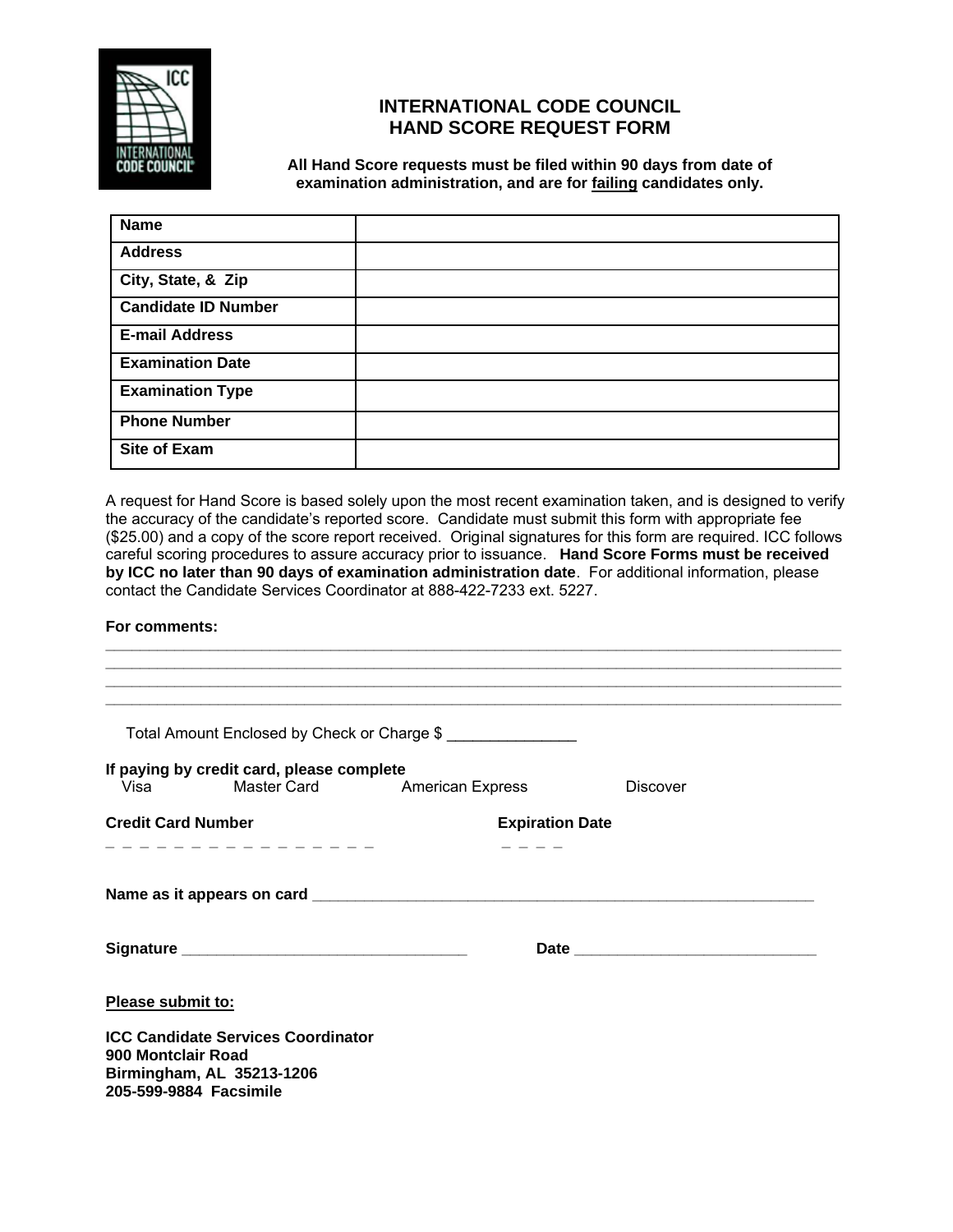# INTERNATIONAL CODE COUNCIL
# HAND SCORE REQUEST FORM

**All Hand Score requests must be filed within 90 days from date of examination administration, and are for failing candidates only.**

| | |
|---|---|
| **Name** | |
| **Address** | |
| **City, State, & Zip** | |
| **Candidate ID Number** | |
| **E-mail Address** | |
| **Examination Date** | |
| **Examination Type** | |
| **Phone Number** | |
| **Site of Exam** | |

A request for Hand Score is based solely upon the most recent examination taken, and is designed to verify the accuracy of the candidate's reported score. Candidate must submit this form with appropriate fee ($25.00) and a copy of the score report received. Original signatures for this form are required. ICC follows careful scoring procedures to assure accuracy prior to issuance. **Hand Score Forms must be received by ICC no later than 90 days of examination administration date**. For additional information, please contact the Candidate Services Coordinator at 888-422-7233 ext. 5227.

**For comments:**

______________________________________________________________________________
______________________________________________________________________________
______________________________________________________________________________
______________________________________________________________________________

Total Amount Enclosed by Check or Charge $ _______________

**If paying by credit card, please complete**

Visa　　Master Card　　American Express　　Discover

**Credit Card Number** _ _ _ _ _ _ _ _ _ _ _ _ _ _ _ _

**Expiration Date** _ _ _ _

**Name as it appears on card** ____________________________________________________________

**Signature** ________________________________　　**Date** ___________________________

**Please submit to:**

**ICC Candidate Services Coordinator**
**900 Montclair Road**
**Birmingham, AL 35213-1206**
**205-599-9884 Facsimile**